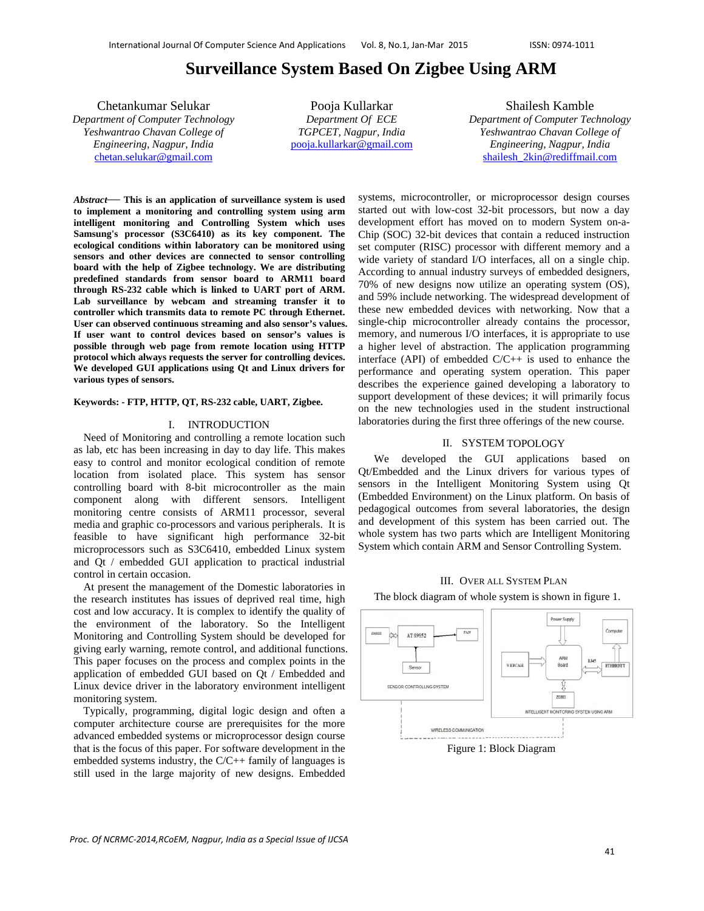# Surveillance System Based On Zigbee Using ARM

Chetankumar Selukar
*Department of Computer Technology*
*Yeshwantrao Chavan College of Engineering, Nagpur, India*
chetan.selukar@gmail.com

Pooja Kullarkar
*Department Of ECE*
*TGPCET, Nagpur, India*
pooja.kullarkar@gmail.com

Shailesh Kamble
*Department of Computer Technology*
*Yeshwantrao Chavan College of Engineering, Nagpur, India*
shailesh_2kin@rediffmail.com

***Abstract*— This is an application of surveillance system is used to implement a monitoring and controlling system using arm intelligent monitoring and Controlling System which uses Samsung's processor (S3C6410) as its key component. The ecological conditions within laboratory can be monitored using sensors and other devices are connected to sensor controlling board with the help of Zigbee technology. We are distributing predefined standards from sensor board to ARM11 board through RS-232 cable which is linked to UART port of ARM. Lab surveillance by webcam and streaming transfer it to controller which transmits data to remote PC through Ethernet. User can observed continuous streaming and also sensor's values. If user want to control devices based on sensor's values is possible through web page from remote location using HTTP protocol which always requests the server for controlling devices. We developed GUI applications using Qt and Linux drivers for various types of sensors.**

**Keywords: - FTP, HTTP, QT, RS-232 cable, UART, Zigbee.**

## I. INTRODUCTION

Need of Monitoring and controlling a remote location such as lab, etc has been increasing in day to day life. This makes easy to control and monitor ecological condition of remote location from isolated place. This system has sensor controlling board with 8-bit microcontroller as the main component along with different sensors. Intelligent monitoring centre consists of ARM11 processor, several media and graphic co-processors and various peripherals. It is feasible to have significant high performance 32-bit microprocessors such as S3C6410, embedded Linux system and Qt / embedded GUI application to practical industrial control in certain occasion.

At present the management of the Domestic laboratories in the research institutes has issues of deprived real time, high cost and low accuracy. It is complex to identify the quality of the environment of the laboratory. So the Intelligent Monitoring and Controlling System should be developed for giving early warning, remote control, and additional functions. This paper focuses on the process and complex points in the application of embedded GUI based on Qt / Embedded and Linux device driver in the laboratory environment intelligent monitoring system.

Typically, programming, digital logic design and often a computer architecture course are prerequisites for the more advanced embedded systems or microprocessor design course that is the focus of this paper. For software development in the embedded systems industry, the C/C++ family of languages is still used in the large majority of new designs. Embedded systems, microcontroller, or microprocessor design courses started out with low-cost 32-bit processors, but now a day development effort has moved on to modern System on-a-Chip (SOC) 32-bit devices that contain a reduced instruction set computer (RISC) processor with different memory and a wide variety of standard I/O interfaces, all on a single chip. According to annual industry surveys of embedded designers, 70% of new designs now utilize an operating system (OS), and 59% include networking. The widespread development of these new embedded devices with networking. Now that a single-chip microcontroller already contains the processor, memory, and numerous I/O interfaces, it is appropriate to use a higher level of abstraction. The application programming interface (API) of embedded C/C++ is used to enhance the performance and operating system operation. This paper describes the experience gained developing a laboratory to support development of these devices; it will primarily focus on the new technologies used in the student instructional laboratories during the first three offerings of the new course.

## II. SYSTEM TOPOLOGY

We developed the GUI applications based on Qt/Embedded and the Linux drivers for various types of sensors in the Intelligent Monitoring System using Qt (Embedded Environment) on the Linux platform. On basis of pedagogical outcomes from several laboratories, the design and development of this system has been carried out. The whole system has two parts which are Intelligent Monitoring System which contain ARM and Sensor Controlling System.

## III. OVER ALL SYSTEM PLAN

The block diagram of whole system is shown in figure 1.

Figure 1: Block Diagram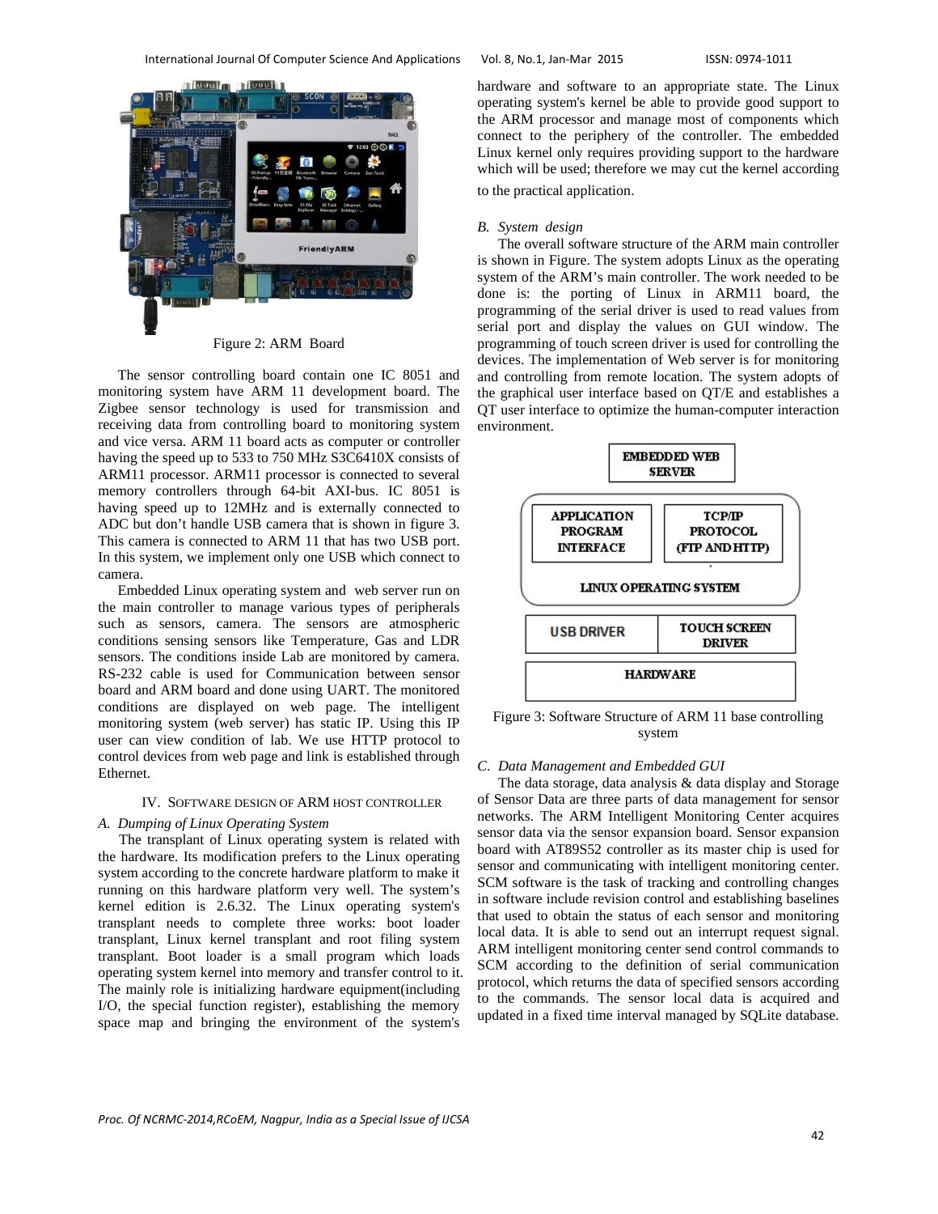Figure 2: ARM Board

The sensor controlling board contain one IC 8051 and monitoring system have ARM 11 development board. The Zigbee sensor technology is used for transmission and receiving data from controlling board to monitoring system and vice versa. ARM 11 board acts as computer or controller having the speed up to 533 to 750 MHz S3C6410X consists of ARM11 processor. ARM11 processor is connected to several memory controllers through 64-bit AXI-bus. IC 8051 is having speed up to 12MHz and is externally connected to ADC but don't handle USB camera that is shown in figure 3. This camera is connected to ARM 11 that has two USB port. In this system, we implement only one USB which connect to camera.

Embedded Linux operating system and web server run on the main controller to manage various types of peripherals such as sensors, camera. The sensors are atmospheric conditions sensing sensors like Temperature, Gas and LDR sensors. The conditions inside Lab are monitored by camera. RS-232 cable is used for Communication between sensor board and ARM board and done using UART. The monitored conditions are displayed on web page. The intelligent monitoring system (web server) has static IP. Using this IP user can view condition of lab. We use HTTP protocol to control devices from web page and link is established through Ethernet.

## IV. SOFTWARE DESIGN OF ARM HOST CONTROLLER

### A. Dumping of Linux Operating System

The transplant of Linux operating system is related with the hardware. Its modification prefers to the Linux operating system according to the concrete hardware platform to make it running on this hardware platform very well. The system's kernel edition is 2.6.32. The Linux operating system's transplant needs to complete three works: boot loader transplant, Linux kernel transplant and root filing system transplant. Boot loader is a small program which loads operating system kernel into memory and transfer control to it. The mainly role is initializing hardware equipment(including I/O, the special function register), establishing the memory space map and bringing the environment of the system's hardware and software to an appropriate state. The Linux operating system's kernel be able to provide good support to the ARM processor and manage most of components which connect to the periphery of the controller. The embedded Linux kernel only requires providing support to the hardware which will be used; therefore we may cut the kernel according to the practical application.

### B. System design

The overall software structure of the ARM main controller is shown in Figure. The system adopts Linux as the operating system of the ARM's main controller. The work needed to be done is: the porting of Linux in ARM11 board, the programming of the serial driver is used to read values from serial port and display the values on GUI window. The programming of touch screen driver is used for controlling the devices. The implementation of Web server is for monitoring and controlling from remote location. The system adopts of the graphical user interface based on QT/E and establishes a QT user interface to optimize the human-computer interaction environment.

EMBEDDED WEB SERVER

APPLICATION PROGRAM INTERFACE | TCP/IP PROTOCOL (FTP AND HTTP)

LINUX OPERATING SYSTEM

USB DRIVER | TOUCH SCREEN DRIVER

HARDWARE

Figure 3: Software Structure of ARM 11 base controlling system

### C. Data Management and Embedded GUI

The data storage, data analysis & data display and Storage of Sensor Data are three parts of data management for sensor networks. The ARM Intelligent Monitoring Center acquires sensor data via the sensor expansion board. Sensor expansion board with AT89S52 controller as its master chip is used for sensor and communicating with intelligent monitoring center. SCM software is the task of tracking and controlling changes in software include revision control and establishing baselines that used to obtain the status of each sensor and monitoring local data. It is able to send out an interrupt request signal. ARM intelligent monitoring center send control commands to SCM according to the definition of serial communication protocol, which returns the data of specified sensors according to the commands. The sensor local data is acquired and updated in a fixed time interval managed by SQLite database.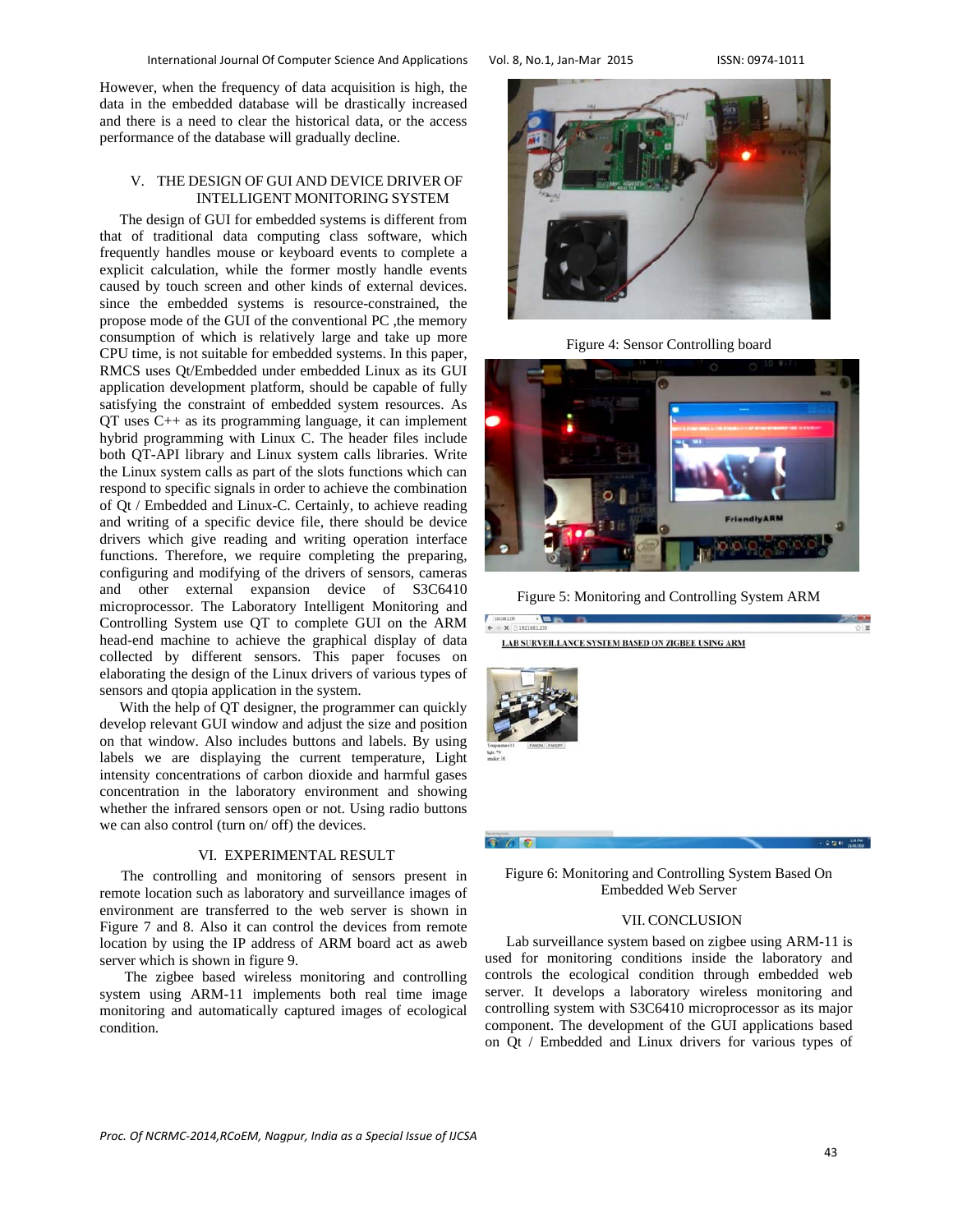However, when the frequency of data acquisition is high, the data in the embedded database will be drastically increased and there is a need to clear the historical data, or the access performance of the database will gradually decline.

## V. THE DESIGN OF GUI AND DEVICE DRIVER OF INTELLIGENT MONITORING SYSTEM

The design of GUI for embedded systems is different from that of traditional data computing class software, which frequently handles mouse or keyboard events to complete a explicit calculation, while the former mostly handle events caused by touch screen and other kinds of external devices. since the embedded systems is resource-constrained, the propose mode of the GUI of the conventional PC ,the memory consumption of which is relatively large and take up more CPU time, is not suitable for embedded systems. In this paper, RMCS uses Qt/Embedded under embedded Linux as its GUI application development platform, should be capable of fully satisfying the constraint of embedded system resources. As QT uses C++ as its programming language, it can implement hybrid programming with Linux C. The header files include both QT-API library and Linux system calls libraries. Write the Linux system calls as part of the slots functions which can respond to specific signals in order to achieve the combination of Qt / Embedded and Linux-C. Certainly, to achieve reading and writing of a specific device file, there should be device drivers which give reading and writing operation interface functions. Therefore, we require completing the preparing, configuring and modifying of the drivers of sensors, cameras and other external expansion device of S3C6410 microprocessor. The Laboratory Intelligent Monitoring and Controlling System use QT to complete GUI on the ARM head-end machine to achieve the graphical display of data collected by different sensors. This paper focuses on elaborating the design of the Linux drivers of various types of sensors and qtopia application in the system.

With the help of QT designer, the programmer can quickly develop relevant GUI window and adjust the size and position on that window. Also includes buttons and labels. By using labels we are displaying the current temperature, Light intensity concentrations of carbon dioxide and harmful gases concentration in the laboratory environment and showing whether the infrared sensors open or not. Using radio buttons we can also control (turn on/ off) the devices.

## VI. EXPERIMENTAL RESULT

The controlling and monitoring of sensors present in remote location such as laboratory and surveillance images of environment are transferred to the web server is shown in Figure 7 and 8. Also it can control the devices from remote location by using the IP address of ARM board act as aweb server which is shown in figure 9.

The zigbee based wireless monitoring and controlling system using ARM-11 implements both real time image monitoring and automatically captured images of ecological condition.

Figure 4: Sensor Controlling board

Figure 5: Monitoring and Controlling System ARM

Figure 6: Monitoring and Controlling System Based On Embedded Web Server

## VII. CONCLUSION

Lab surveillance system based on zigbee using ARM-11 is used for monitoring conditions inside the laboratory and controls the ecological condition through embedded web server. It develops a laboratory wireless monitoring and controlling system with S3C6410 microprocessor as its major component. The development of the GUI applications based on Qt / Embedded and Linux drivers for various types of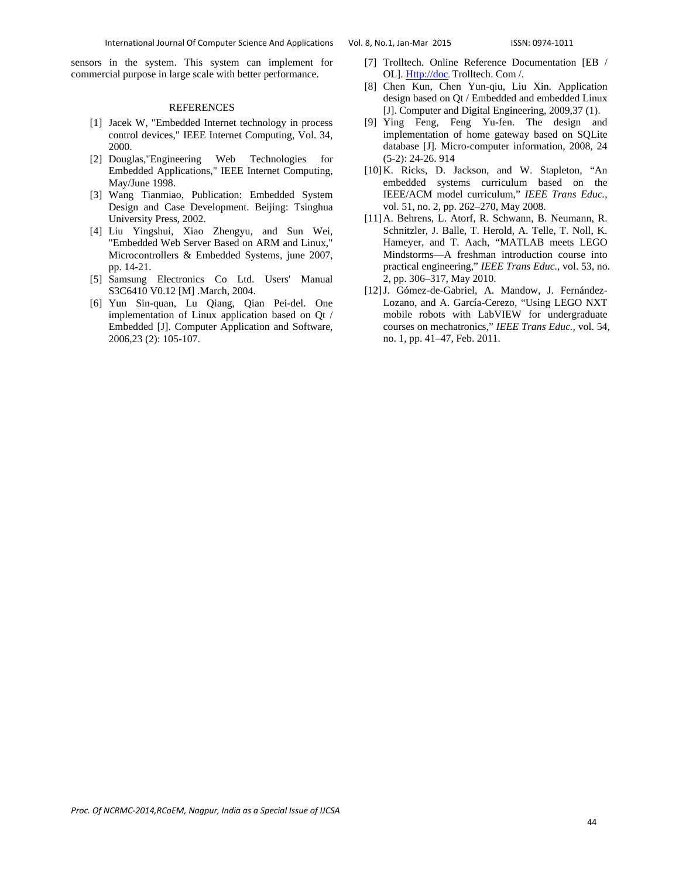sensors in the system. This system can implement for commercial purpose in large scale with better performance.

## REFERENCES

[1] Jacek W, "Embedded Internet technology in process control devices," IEEE Internet Computing, Vol. 34, 2000.

[2] Douglas,"Engineering Web Technologies for Embedded Applications," IEEE Internet Computing, May/June 1998.

[3] Wang Tianmiao, Publication: Embedded System Design and Case Development. Beijing: Tsinghua University Press, 2002.

[4] Liu Yingshui, Xiao Zhengyu, and Sun Wei, "Embedded Web Server Based on ARM and Linux," Microcontrollers & Embedded Systems, june 2007, pp. 14-21.

[5] Samsung Electronics Co Ltd. Users' Manual S3C6410 V0.12 [M] .March, 2004.

[6] Yun Sin-quan, Lu Qiang, Qian Pei-del. One implementation of Linux application based on Qt / Embedded [J]. Computer Application and Software, 2006,23 (2): 105-107.

[7] Trolltech. Online Reference Documentation [EB / OL]. Http://doc. Trolltech. Com /.

[8] Chen Kun, Chen Yun-qiu, Liu Xin. Application design based on Qt / Embedded and embedded Linux [J]. Computer and Digital Engineering, 2009,37 (1).

[9] Ying Feng, Feng Yu-fen. The design and implementation of home gateway based on SQLite database [J]. Micro-computer information, 2008, 24 (5-2): 24-26. 914

[10] K. Ricks, D. Jackson, and W. Stapleton, "An embedded systems curriculum based on the IEEE/ACM model curriculum," *IEEE Trans Educ.*, vol. 51, no. 2, pp. 262–270, May 2008.

[11] A. Behrens, L. Atorf, R. Schwann, B. Neumann, R. Schnitzler, J. Balle, T. Herold, A. Telle, T. Noll, K. Hameyer, and T. Aach, "MATLAB meets LEGO Mindstorms—A freshman introduction course into practical engineering," *IEEE Trans Educ.*, vol. 53, no. 2, pp. 306–317, May 2010.

[12] J. Gómez-de-Gabriel, A. Mandow, J. Fernández-Lozano, and A. García-Cerezo, "Using LEGO NXT mobile robots with LabVIEW for undergraduate courses on mechatronics," *IEEE Trans Educ.*, vol. 54, no. 1, pp. 41–47, Feb. 2011.